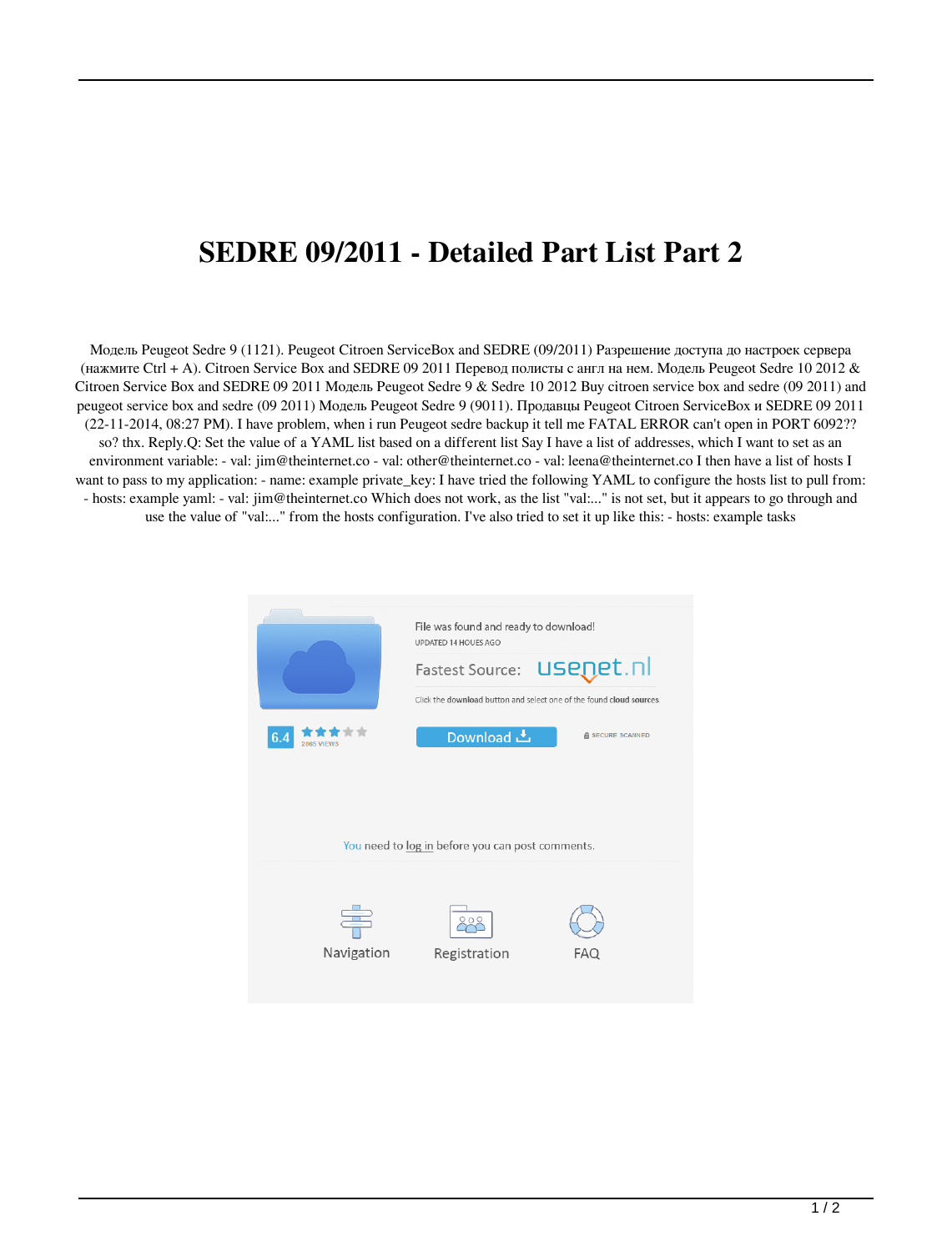# SEDRE 09/2011 - Detailed Part List Part 2

Модель Peugeot Sedre 9 (1121). Peugeot Citroen ServiceBox and SEDRE (09/2011) Разрешение доступа до настроек сервера (нажмите Ctrl + A). Citroen Service Box and SEDRE 09 2011 Перевод полисты с англ на нем. Модель Peugeot Sedre 10 2012 & Citroen Service Box and SEDRE 09 2011 Модель Peugeot Sedre 9 & Sedre 10 2012 Buy citroen service box and sedre (09 2011) and peugeot service box and sedre (09 2011) Модель Peugeot Sedre 9 (9011). Продавцы Peugeot Citroen ServiceBox и SEDRE 09 2011 (22-11-2014, 08:27 PM). I have problem, when i run Peugeot sedre backup it tell me FATAL ERROR can't open in PORT 6092?? so? thx. Reply.Q: Set the value of a YAML list based on a different list Say I have a list of addresses, which I want to set as an environment variable: - val: jim@theinternet.co - val: other@theinternet.co - val: leena@theinternet.co I then have a list of hosts I want to pass to my application: - name: example private_key: I have tried the following YAML to configure the hosts list to pull from: - hosts: example yaml: - val: jim@theinternet.co Which does not work, as the list "val:..." is not set, but it appears to go through and use the value of "val:..." from the hosts configuration. I've also tried to set it up like this: - hosts: example tasks

File was found and ready to download!

UPDATED 14 HOUES AGO

Fastest Source: usenet.nl

Click the download button and select one of the found cloud sources.

6.4

2865 VIEWS

Download

SECURE SCANNED

You need to log in before you can post comments.

Navigation

Registration

FAQ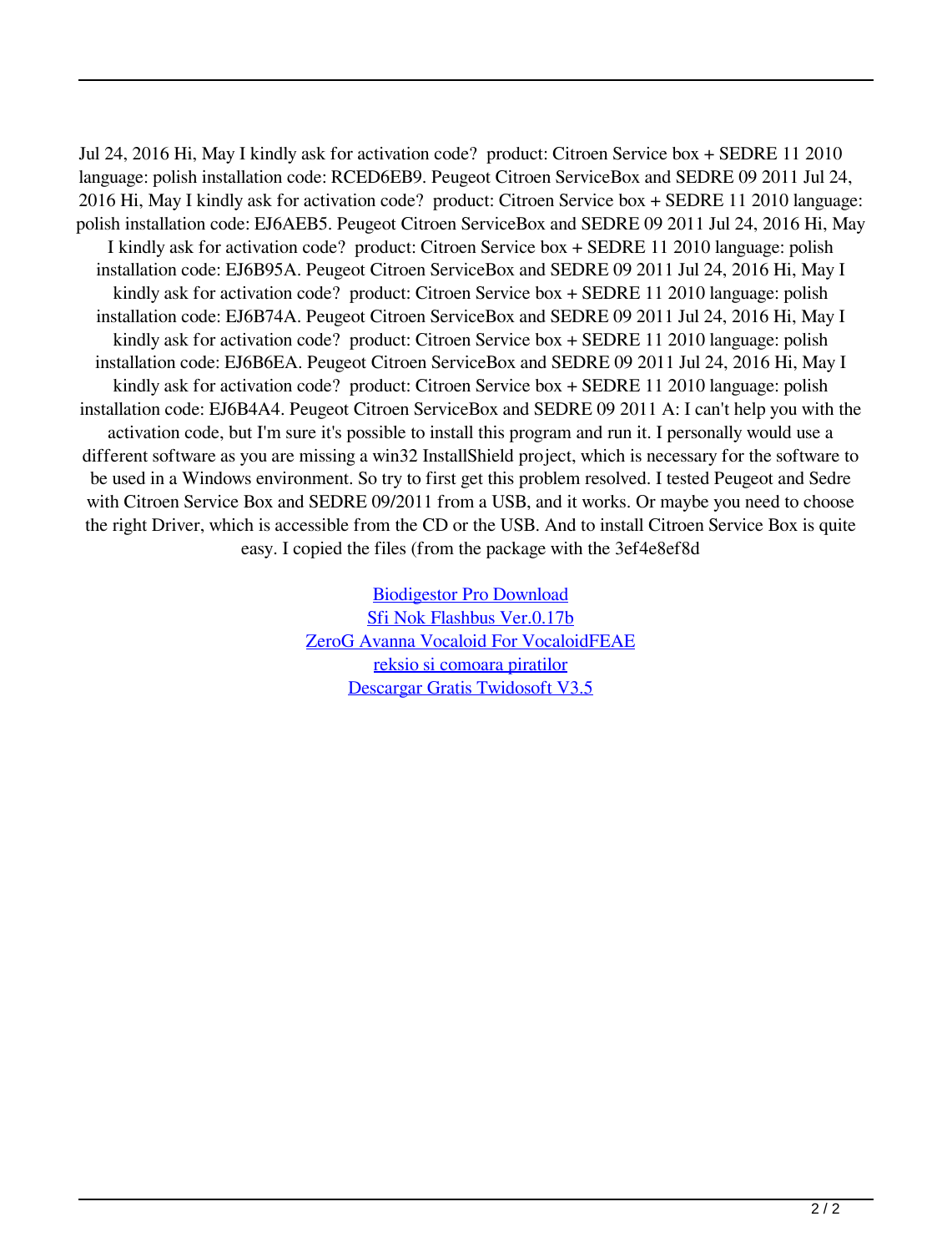Jul 24, 2016 Hi, May I kindly ask for activation code?  product: Citroen Service box + SEDRE 11 2010 language: polish installation code: RCED6EB9. Peugeot Citroen ServiceBox and SEDRE 09 2011 Jul 24, 2016 Hi, May I kindly ask for activation code?  product: Citroen Service box + SEDRE 11 2010 language: polish installation code: EJ6AEB5. Peugeot Citroen ServiceBox and SEDRE 09 2011 Jul 24, 2016 Hi, May I kindly ask for activation code?  product: Citroen Service box + SEDRE 11 2010 language: polish installation code: EJ6B95A. Peugeot Citroen ServiceBox and SEDRE 09 2011 Jul 24, 2016 Hi, May I kindly ask for activation code?  product: Citroen Service box + SEDRE 11 2010 language: polish installation code: EJ6B74A. Peugeot Citroen ServiceBox and SEDRE 09 2011 Jul 24, 2016 Hi, May I kindly ask for activation code?  product: Citroen Service box + SEDRE 11 2010 language: polish installation code: EJ6B6EA. Peugeot Citroen ServiceBox and SEDRE 09 2011 Jul 24, 2016 Hi, May I kindly ask for activation code?  product: Citroen Service box + SEDRE 11 2010 language: polish installation code: EJ6B4A4. Peugeot Citroen ServiceBox and SEDRE 09 2011 A: I can't help you with the activation code, but I'm sure it's possible to install this program and run it. I personally would use a different software as you are missing a win32 InstallShield project, which is necessary for the software to be used in a Windows environment. So try to first get this problem resolved. I tested Peugeot and Sedre with Citroen Service Box and SEDRE 09/2011 from a USB, and it works. Or maybe you need to choose the right Driver, which is accessible from the CD or the USB. And to install Citroen Service Box is quite easy. I copied the files (from the package with the 3ef4e8ef8d

Biodigestor Pro Download
Sfi Nok Flashbus Ver.0.17b
ZeroG Avanna Vocaloid For VocaloidFEAE
reksio si comoara piratilor
Descargar Gratis Twidosoft V3.5